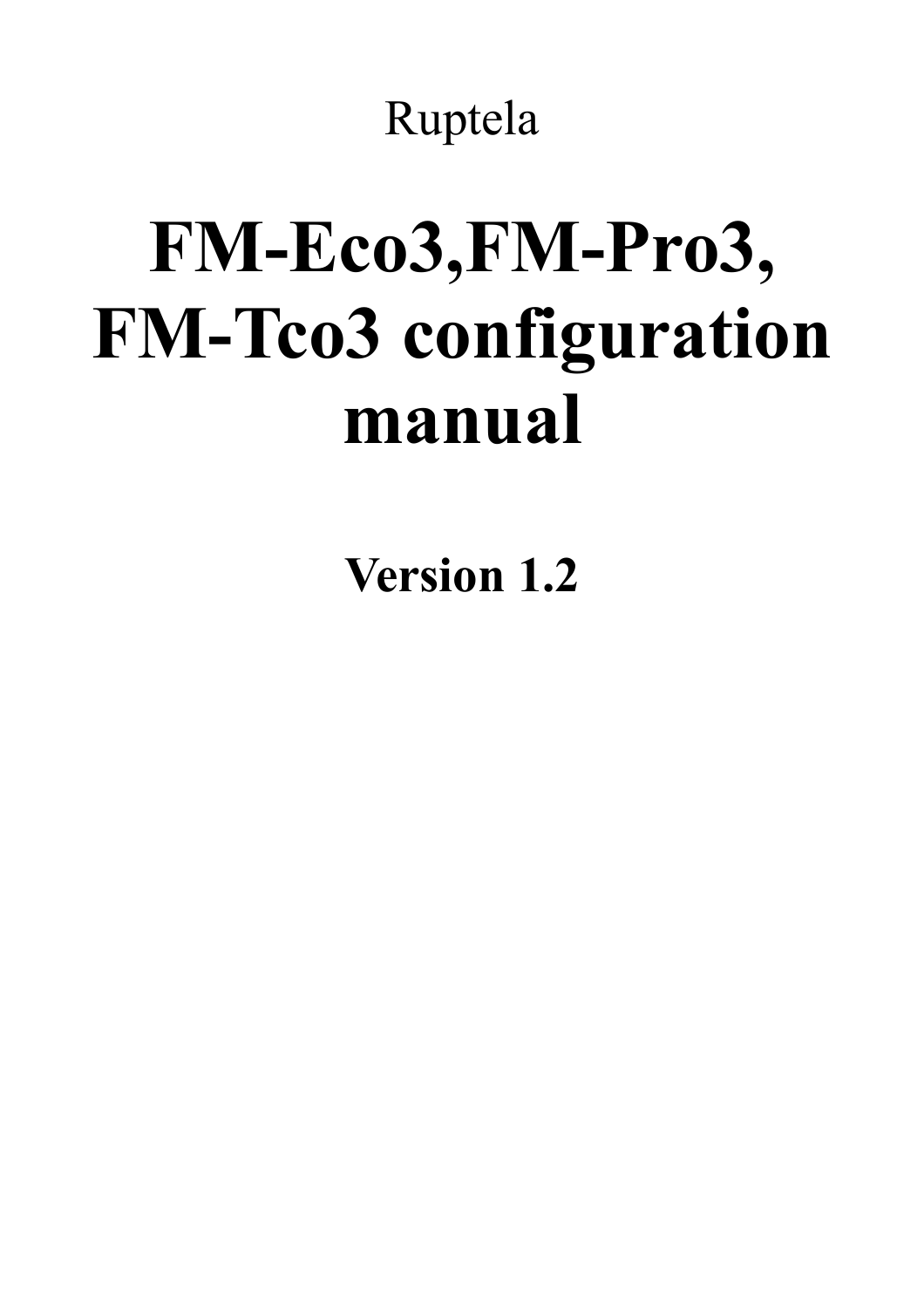Ruptela

# FM-Eco3,FM-Pro3, FM-Tco3 configuration manual

**Version 1.2**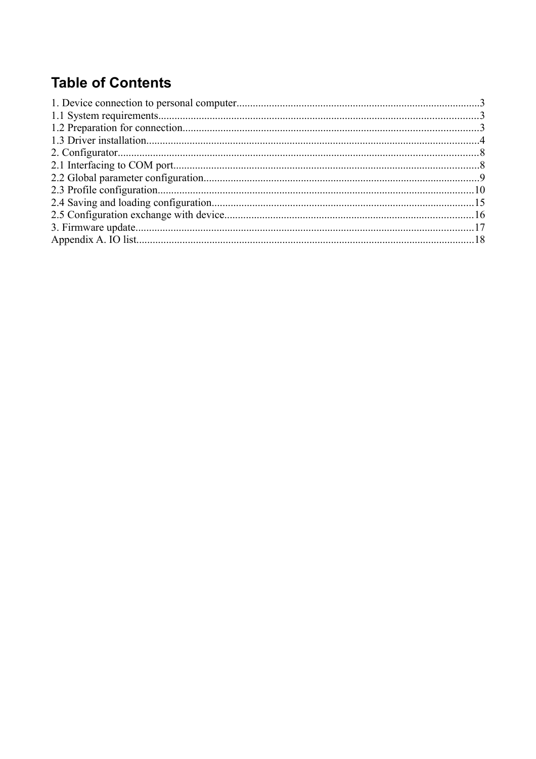# Table of Contents

1. Device connection to personal computer.........................................................................................3
1.1 System requirements......................................................................................................................3
1.2 Preparation for connection.............................................................................................................3
1.3 Driver installation..........................................................................................................................4
2. Configurator....................................................................................................................................8
2.1 Interfacing to COM port.................................................................................................................8
2.2 Global parameter configuration.....................................................................................................9
2.3 Profile configuration....................................................................................................................10
2.4 Saving and loading configuration................................................................................................15
2.5 Configuration exchange with device............................................................................................16
3. Firmware update...........................................................................................................................17
Appendix A. IO list...........................................................................................................................18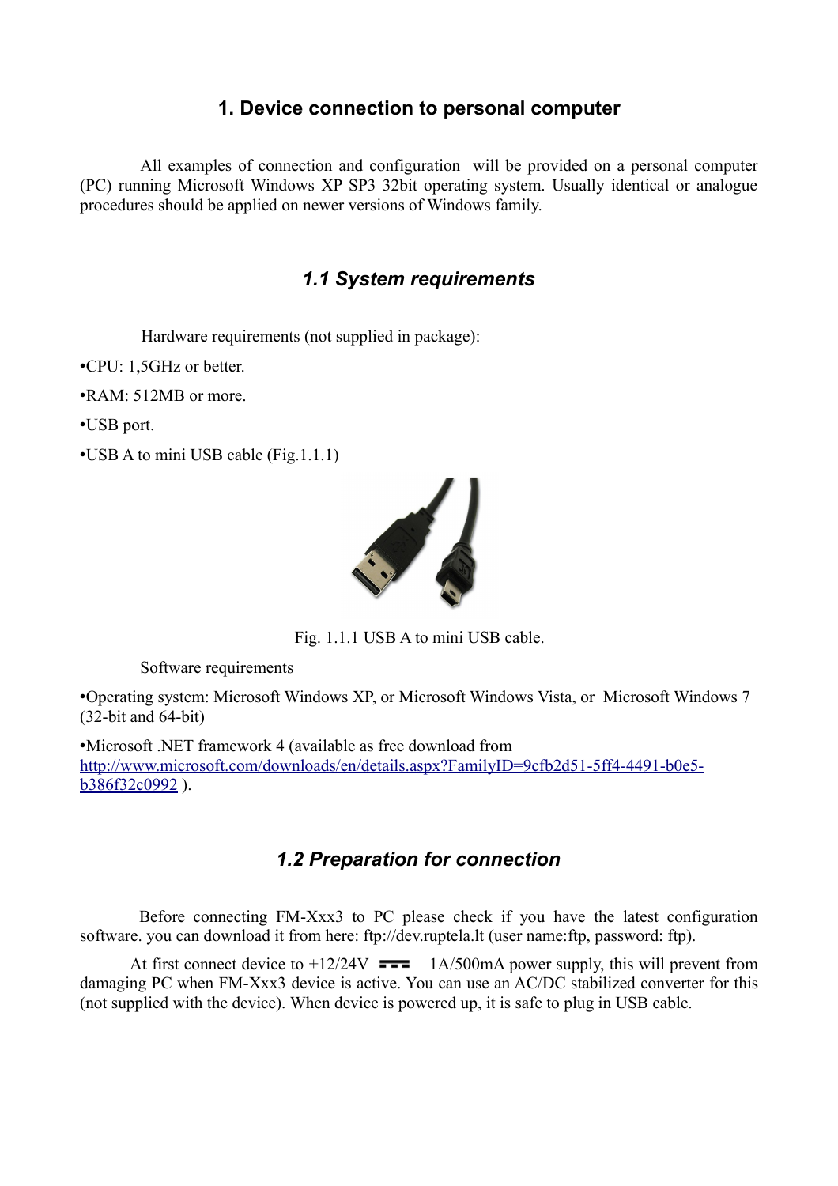# 1. Device connection to personal computer

All examples of connection and configuration will be provided on a personal computer (PC) running Microsoft Windows XP SP3 32bit operating system. Usually identical or analogue procedures should be applied on newer versions of Windows family.

## 1.1 System requirements

Hardware requirements (not supplied in package):

- CPU: 1,5GHz or better.
- RAM: 512MB or more.
- USB port.
- USB A to mini USB cable (Fig.1.1.1)

Fig. 1.1.1 USB A to mini USB cable.

Software requirements

- Operating system: Microsoft Windows XP, or Microsoft Windows Vista, or Microsoft Windows 7 (32-bit and 64-bit)
- Microsoft .NET framework 4 (available as free download from [http://www.microsoft.com/downloads/en/details.aspx?FamilyID=9cfb2d51-5ff4-4491-b0e5-b386f32c0992](http://www.microsoft.com/downloads/en/details.aspx?FamilyID=9cfb2d51-5ff4-4491-b0e5-b386f32c0992) ).

## 1.2 Preparation for connection

Before connecting FM-Xxx3 to PC please check if you have the latest configuration software. you can download it from here: ftp://dev.ruptela.lt (user name:ftp, password: ftp).

At first connect device to +12/24V ⎓ 1A/500mA power supply, this will prevent from damaging PC when FM-Xxx3 device is active. You can use an AC/DC stabilized converter for this (not supplied with the device). When device is powered up, it is safe to plug in USB cable.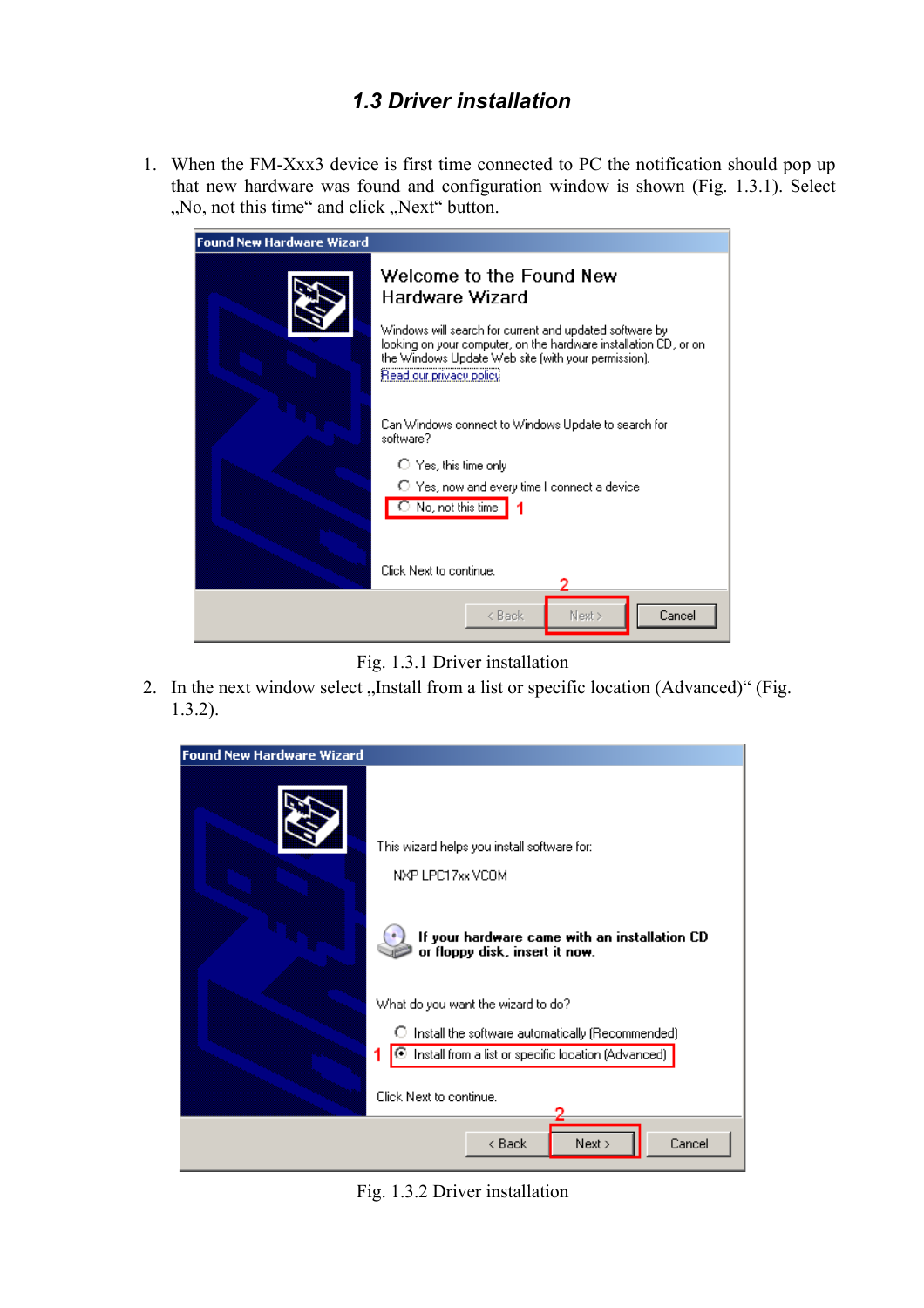### 1.3 Driver installation

1. When the FM-Xxx3 device is first time connected to PC the notification should pop up that new hardware was found and configuration window is shown (Fig. 1.3.1). Select „No, not this time“ and click „Next“ button.

Fig. 1.3.1 Driver installation

2. In the next window select „Install from a list or specific location (Advanced)“ (Fig. 1.3.2).

Fig. 1.3.2 Driver installation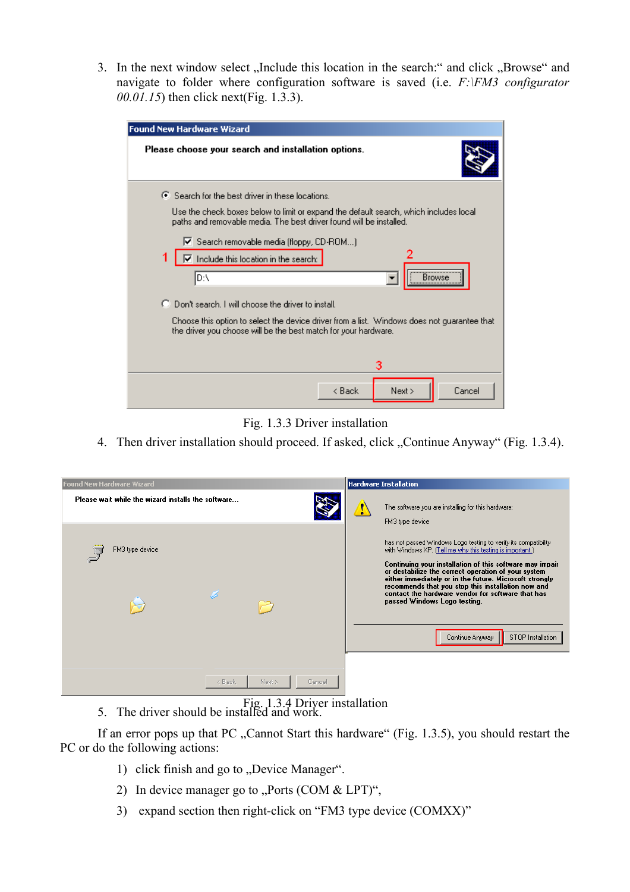3. In the next window select „Include this location in the search:“ and click „Browse“ and navigate to folder where configuration software is saved (i.e. *F:\FM3 configurator 00.01.15*) then click next(Fig. 1.3.3).

Fig. 1.3.3 Driver installation

4. Then driver installation should proceed. If asked, click „Continue Anyway“ (Fig. 1.3.4).

Fig. 1.3.4 Driver installation

5. The driver should be installed and work.

If an error pops up that PC „Cannot Start this hardware“ (Fig. 1.3.5), you should restart the PC or do the following actions:

1) click finish and go to „Device Manager“.
2) In device manager go to „Ports (COM & LPT)“,
3) expand section then right-click on “FM3 type device (COMXX)”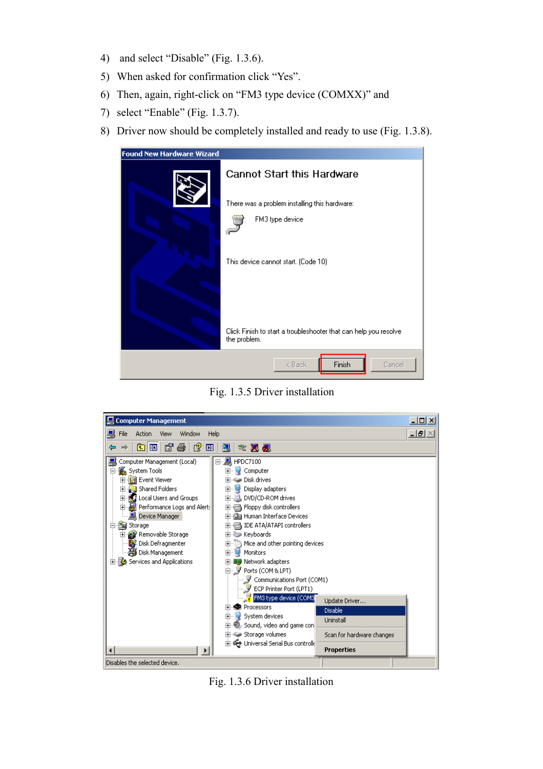4) and select “Disable” (Fig. 1.3.6).
5) When asked for confirmation click “Yes”.
6) Then, again, right-click on “FM3 type device (COMXX)” and
7) select “Enable” (Fig. 1.3.7).
8) Driver now should be completely installed and ready to use (Fig. 1.3.8).

Fig. 1.3.5 Driver installation

Fig. 1.3.6 Driver installation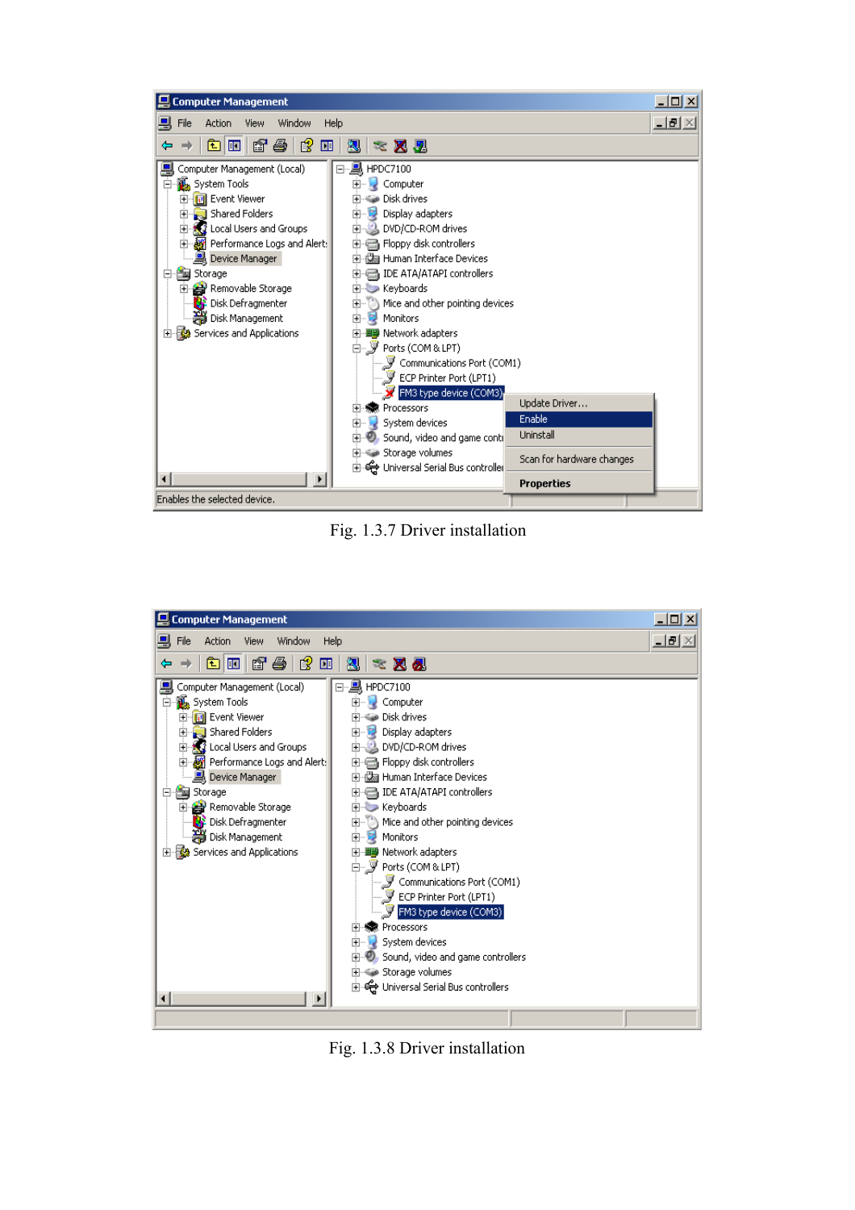Fig. 1.3.7 Driver installation

Fig. 1.3.8 Driver installation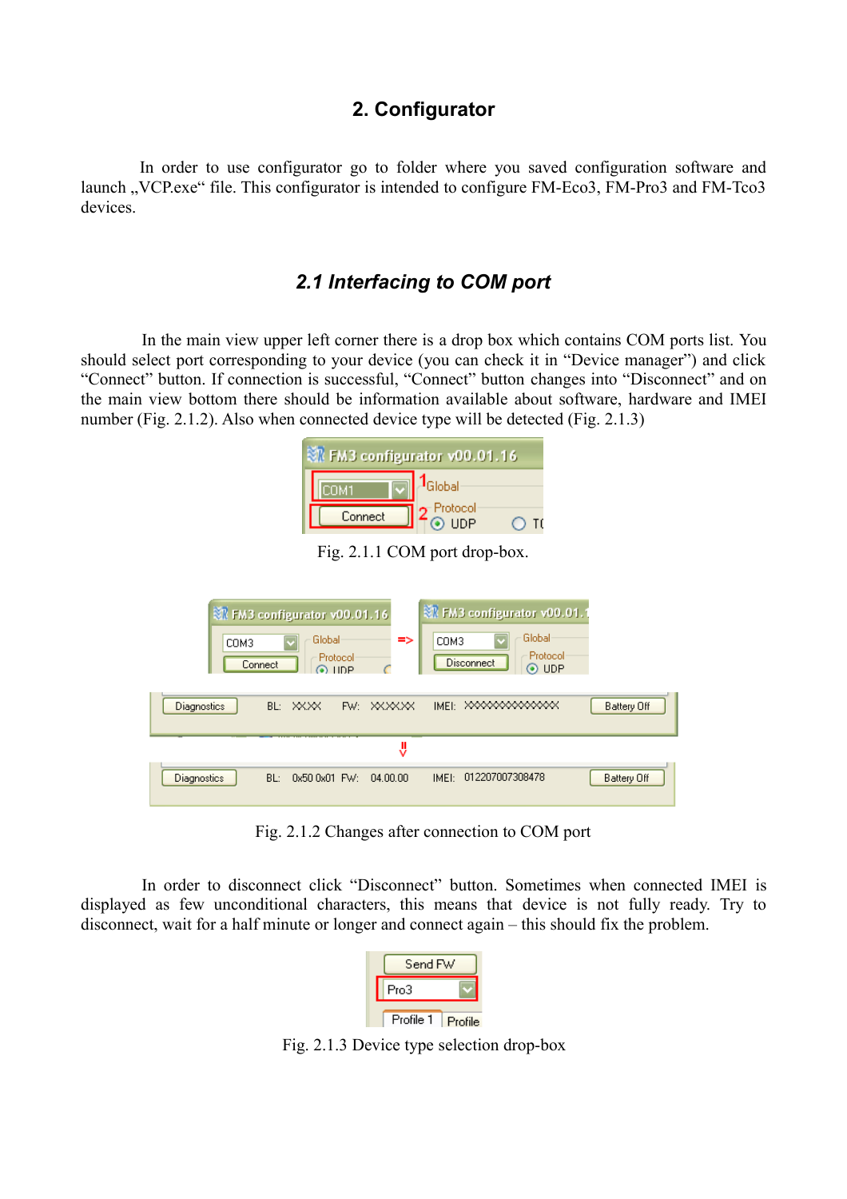## 2. Configurator

In order to use configurator go to folder where you saved configuration software and launch „VCP.exe“ file. This configurator is intended to configure FM-Eco3, FM-Pro3 and FM-Tco3 devices.

### 2.1 Interfacing to COM port

In the main view upper left corner there is a drop box which contains COM ports list. You should select port corresponding to your device (you can check it in “Device manager”) and click “Connect” button. If connection is successful, “Connect” button changes into “Disconnect” and on the main view bottom there should be information available about software, hardware and IMEI number (Fig. 2.1.2). Also when connected device type will be detected (Fig. 2.1.3)

Fig. 2.1.1 COM port drop-box.

Fig. 2.1.2 Changes after connection to COM port

In order to disconnect click “Disconnect” button. Sometimes when connected IMEI is displayed as few unconditional characters, this means that device is not fully ready. Try to disconnect, wait for a half minute or longer and connect again – this should fix the problem.

Fig. 2.1.3 Device type selection drop-box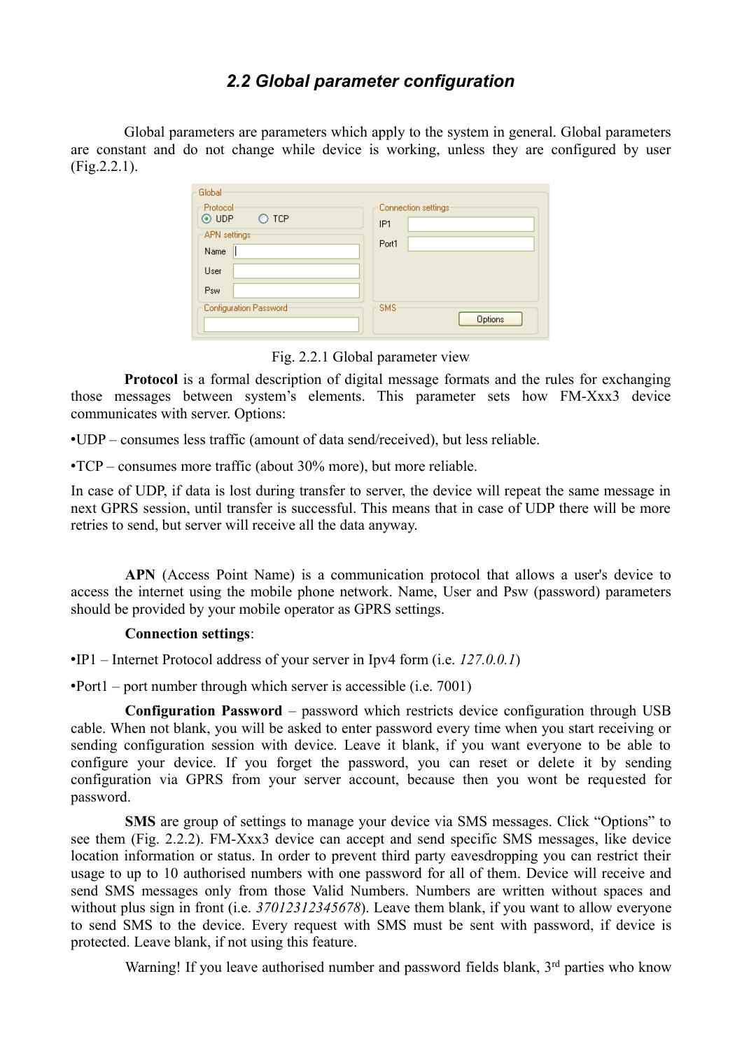## *2.2 Global parameter configuration*

Global parameters are parameters which apply to the system in general. Global parameters are constant and do not change while device is working, unless they are configured by user (Fig.2.2.1).

Fig. 2.2.1 Global parameter view

**Protocol** is a formal description of digital message formats and the rules for exchanging those messages between system's elements. This parameter sets how FM-Xxx3 device communicates with server. Options:

•UDP – consumes less traffic (amount of data send/received), but less reliable.

•TCP – consumes more traffic (about 30% more), but more reliable.

In case of UDP, if data is lost during transfer to server, the device will repeat the same message in next GPRS session, until transfer is successful. This means that in case of UDP there will be more retries to send, but server will receive all the data anyway.

**APN** (Access Point Name) is a communication protocol that allows a user's device to access the internet using the mobile phone network. Name, User and Psw (password) parameters should be provided by your mobile operator as GPRS settings.

**Connection settings**:

•IP1 – Internet Protocol address of your server in Ipv4 form (i.e. *127.0.0.1*)

•Port1 – port number through which server is accessible (i.e. 7001)

**Configuration Password** – password which restricts device configuration through USB cable. When not blank, you will be asked to enter password every time when you start receiving or sending configuration session with device. Leave it blank, if you want everyone to be able to configure your device. If you forget the password, you can reset or delete it by sending configuration via GPRS from your server account, because then you wont be requested for password.

**SMS** are group of settings to manage your device via SMS messages. Click "Options" to see them (Fig. 2.2.2). FM-Xxx3 device can accept and send specific SMS messages, like device location information or status. In order to prevent third party eavesdropping you can restrict their usage to up to 10 authorised numbers with one password for all of them. Device will receive and send SMS messages only from those Valid Numbers. Numbers are written without spaces and without plus sign in front (i.e. *37012312345678*). Leave them blank, if you want to allow everyone to send SMS to the device. Every request with SMS must be sent with password, if device is protected. Leave blank, if not using this feature.

Warning! If you leave authorised number and password fields blank, 3rd parties who know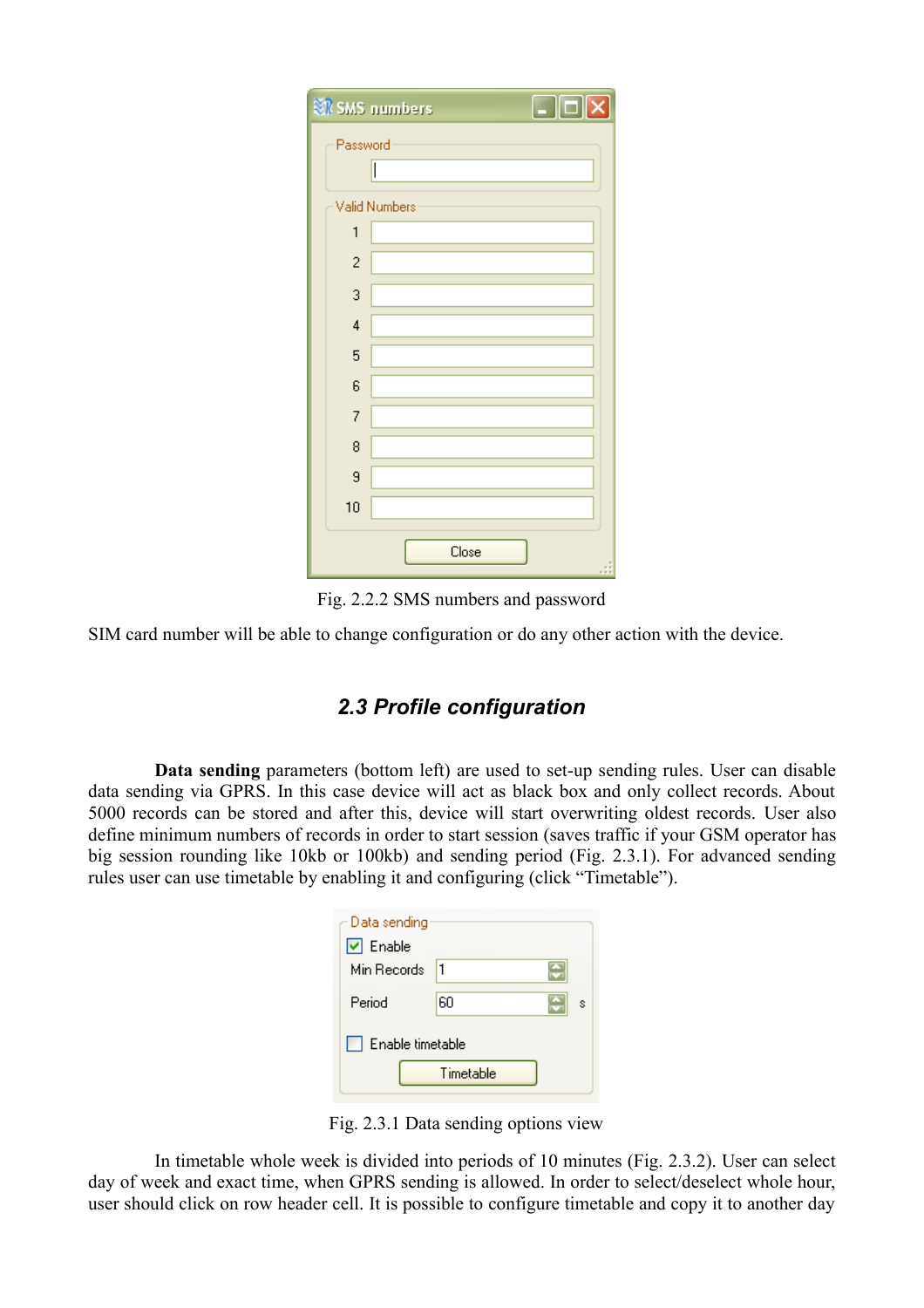Fig. 2.2.2 SMS numbers and password

SIM card number will be able to change configuration or do any other action with the device.

## *2.3 Profile configuration*

**Data sending** parameters (bottom left) are used to set-up sending rules. User can disable data sending via GPRS. In this case device will act as black box and only collect records. About 5000 records can be stored and after this, device will start overwriting oldest records. User also define minimum numbers of records in order to start session (saves traffic if your GSM operator has big session rounding like 10kb or 100kb) and sending period (Fig. 2.3.1). For advanced sending rules user can use timetable by enabling it and configuring (click "Timetable").

Fig. 2.3.1 Data sending options view

In timetable whole week is divided into periods of 10 minutes (Fig. 2.3.2). User can select day of week and exact time, when GPRS sending is allowed. In order to select/deselect whole hour, user should click on row header cell. It is possible to configure timetable and copy it to another day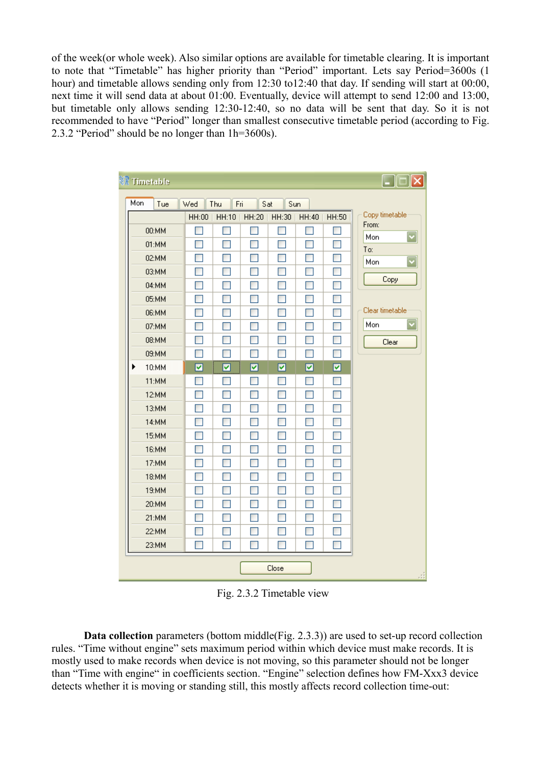of the week(or whole week). Also similar options are available for timetable clearing. It is important to note that "Timetable" has higher priority than "Period" important. Lets say Period=3600s (1 hour) and timetable allows sending only from 12:30 to12:40 that day. If sending will start at 00:00, next time it will send data at about 01:00. Eventually, device will attempt to send 12:00 and 13:00, but timetable only allows sending 12:30-12:40, so no data will be sent that day. So it is not recommended to have "Period" longer than smallest consecutive timetable period (according to Fig. 2.3.2 "Period" should be no longer than 1h=3600s).

Fig. 2.3.2 Timetable view

**Data collection** parameters (bottom middle(Fig. 2.3.3)) are used to set-up record collection rules. "Time without engine" sets maximum period within which device must make records. It is mostly used to make records when device is not moving, so this parameter should not be longer than "Time with engine" in coefficients section. "Engine" selection defines how FM-Xxx3 device detects whether it is moving or standing still, this mostly affects record collection time-out: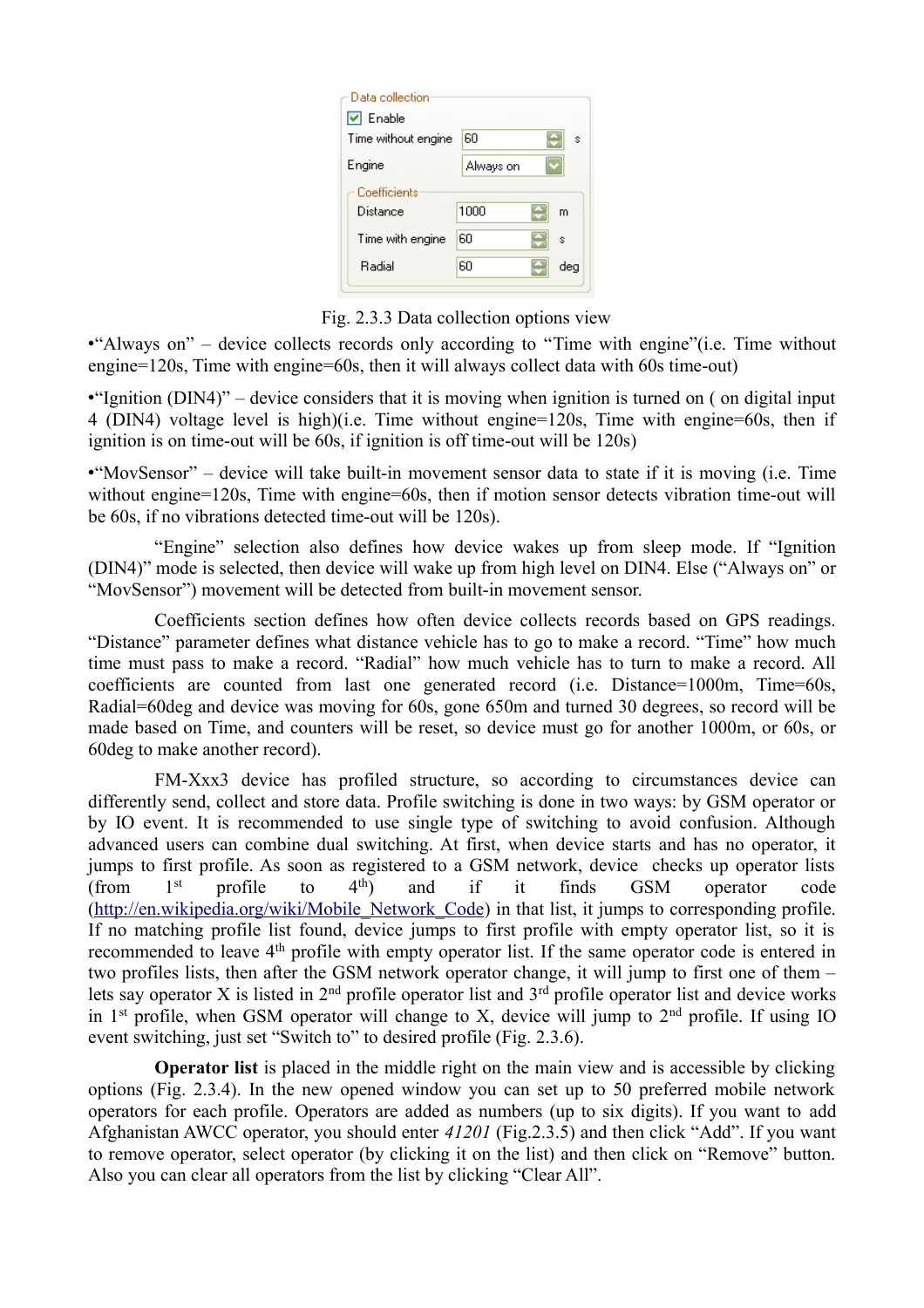Fig. 2.3.3 Data collection options view

•"Always on" – device collects records only according to "Time with engine"(i.e. Time without engine=120s, Time with engine=60s, then it will always collect data with 60s time-out)

•"Ignition (DIN4)" – device considers that it is moving when ignition is turned on ( on digital input 4 (DIN4) voltage level is high)(i.e. Time without engine=120s, Time with engine=60s, then if ignition is on time-out will be 60s, if ignition is off time-out will be 120s)

•"MovSensor" – device will take built-in movement sensor data to state if it is moving (i.e. Time without engine=120s, Time with engine=60s, then if motion sensor detects vibration time-out will be 60s, if no vibrations detected time-out will be 120s).

"Engine" selection also defines how device wakes up from sleep mode. If "Ignition (DIN4)" mode is selected, then device will wake up from high level on DIN4. Else ("Always on" or "MovSensor") movement will be detected from built-in movement sensor.

Coefficients section defines how often device collects records based on GPS readings. "Distance" parameter defines what distance vehicle has to go to make a record. "Time" how much time must pass to make a record. "Radial" how much vehicle has to turn to make a record. All coefficients are counted from last one generated record (i.e. Distance=1000m, Time=60s, Radial=60deg and device was moving for 60s, gone 650m and turned 30 degrees, so record will be made based on Time, and counters will be reset, so device must go for another 1000m, or 60s, or 60deg to make another record).

FM-Xxx3 device has profiled structure, so according to circumstances device can differently send, collect and store data. Profile switching is done in two ways: by GSM operator or by IO event. It is recommended to use single type of switching to avoid confusion. Although advanced users can combine dual switching. At first, when device starts and has no operator, it jumps to first profile. As soon as registered to a GSM network, device checks up operator lists (from 1st profile to 4th) and if it finds GSM operator code (http://en.wikipedia.org/wiki/Mobile_Network_Code) in that list, it jumps to corresponding profile. If no matching profile list found, device jumps to first profile with empty operator list, so it is recommended to leave 4th profile with empty operator list. If the same operator code is entered in two profiles lists, then after the GSM network operator change, it will jump to first one of them – lets say operator X is listed in 2nd profile operator list and 3rd profile operator list and device works in 1st profile, when GSM operator will change to X, device will jump to 2nd profile. If using IO event switching, just set "Switch to" to desired profile (Fig. 2.3.6).

**Operator list** is placed in the middle right on the main view and is accessible by clicking options (Fig. 2.3.4). In the new opened window you can set up to 50 preferred mobile network operators for each profile. Operators are added as numbers (up to six digits). If you want to add Afghanistan AWCC operator, you should enter *41201* (Fig.2.3.5) and then click "Add". If you want to remove operator, select operator (by clicking it on the list) and then click on "Remove" button. Also you can clear all operators from the list by clicking "Clear All".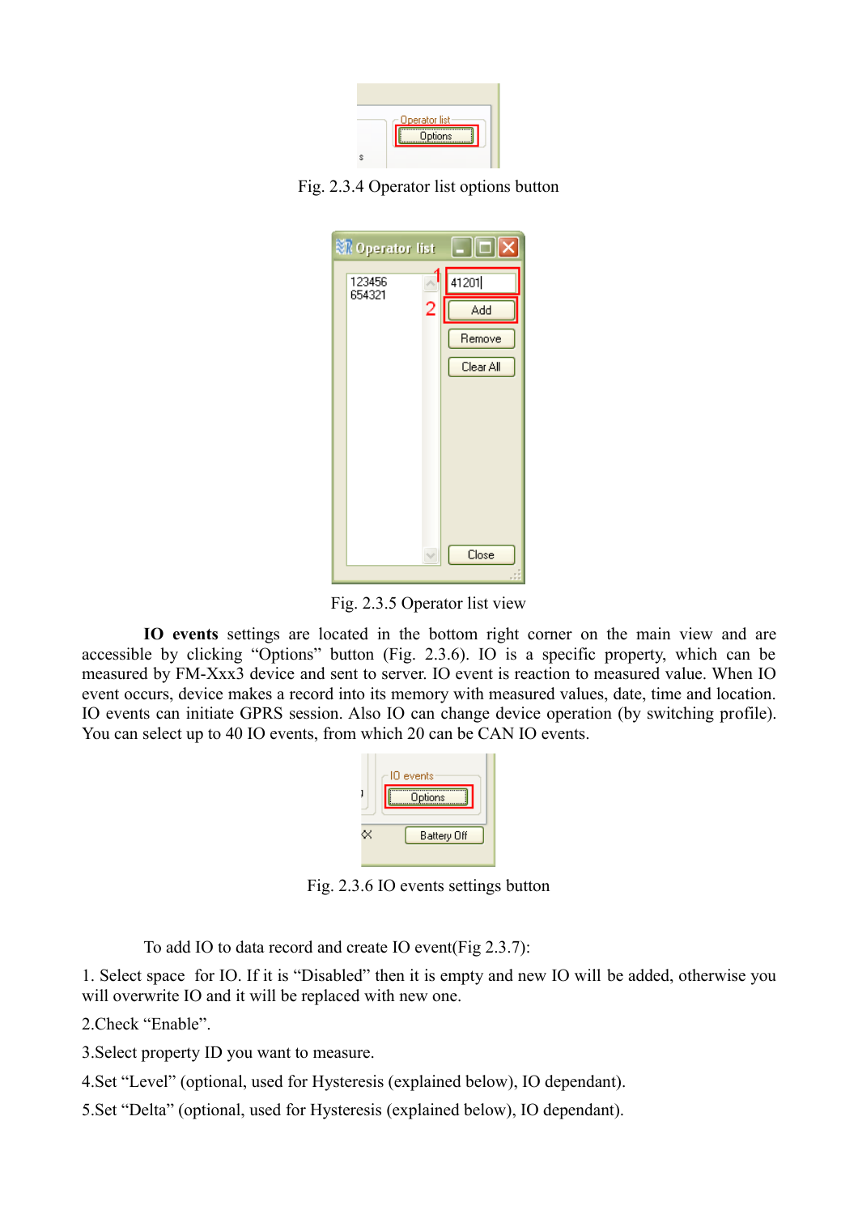Fig. 2.3.4 Operator list options button

Fig. 2.3.5 Operator list view

**IO events** settings are located in the bottom right corner on the main view and are accessible by clicking "Options" button (Fig. 2.3.6). IO is a specific property, which can be measured by FM-Xxx3 device and sent to server. IO event is reaction to measured value. When IO event occurs, device makes a record into its memory with measured values, date, time and location. IO events can initiate GPRS session. Also IO can change device operation (by switching profile). You can select up to 40 IO events, from which 20 can be CAN IO events.

Fig. 2.3.6 IO events settings button

To add IO to data record and create IO event(Fig 2.3.7):

1. Select space for IO. If it is "Disabled" then it is empty and new IO will be added, otherwise you will overwrite IO and it will be replaced with new one.

2.Check "Enable".

3.Select property ID you want to measure.

4.Set "Level" (optional, used for Hysteresis (explained below), IO dependant).

5.Set "Delta" (optional, used for Hysteresis (explained below), IO dependant).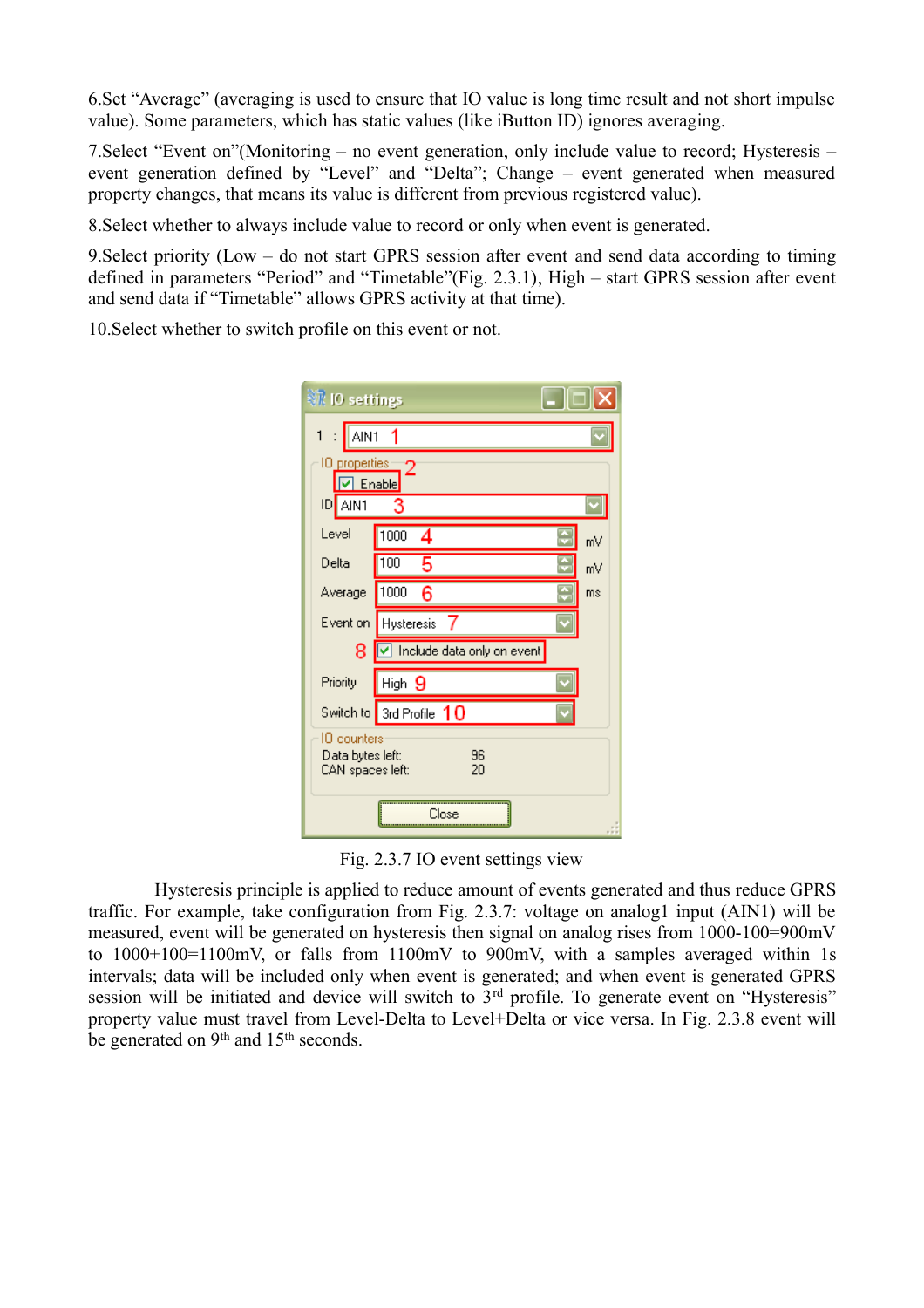6.Set “Average” (averaging is used to ensure that IO value is long time result and not short impulse value). Some parameters, which has static values (like iButton ID) ignores averaging.

7.Select “Event on”(Monitoring – no event generation, only include value to record; Hysteresis – event generation defined by “Level” and “Delta”; Change – event generated when measured property changes, that means its value is different from previous registered value).

8.Select whether to always include value to record or only when event is generated.

9.Select priority (Low – do not start GPRS session after event and send data according to timing defined in parameters “Period” and “Timetable”(Fig. 2.3.1), High – start GPRS session after event and send data if “Timetable” allows GPRS activity at that time).

10.Select whether to switch profile on this event or not.

Fig. 2.3.7 IO event settings view

Hysteresis principle is applied to reduce amount of events generated and thus reduce GPRS traffic. For example, take configuration from Fig. 2.3.7: voltage on analog1 input (AIN1) will be measured, event will be generated on hysteresis then signal on analog rises from 1000-100=900mV to 1000+100=1100mV, or falls from 1100mV to 900mV, with a samples averaged within 1s intervals; data will be included only when event is generated; and when event is generated GPRS session will be initiated and device will switch to 3rd profile. To generate event on “Hysteresis” property value must travel from Level-Delta to Level+Delta or vice versa. In Fig. 2.3.8 event will be generated on 9th and 15th seconds.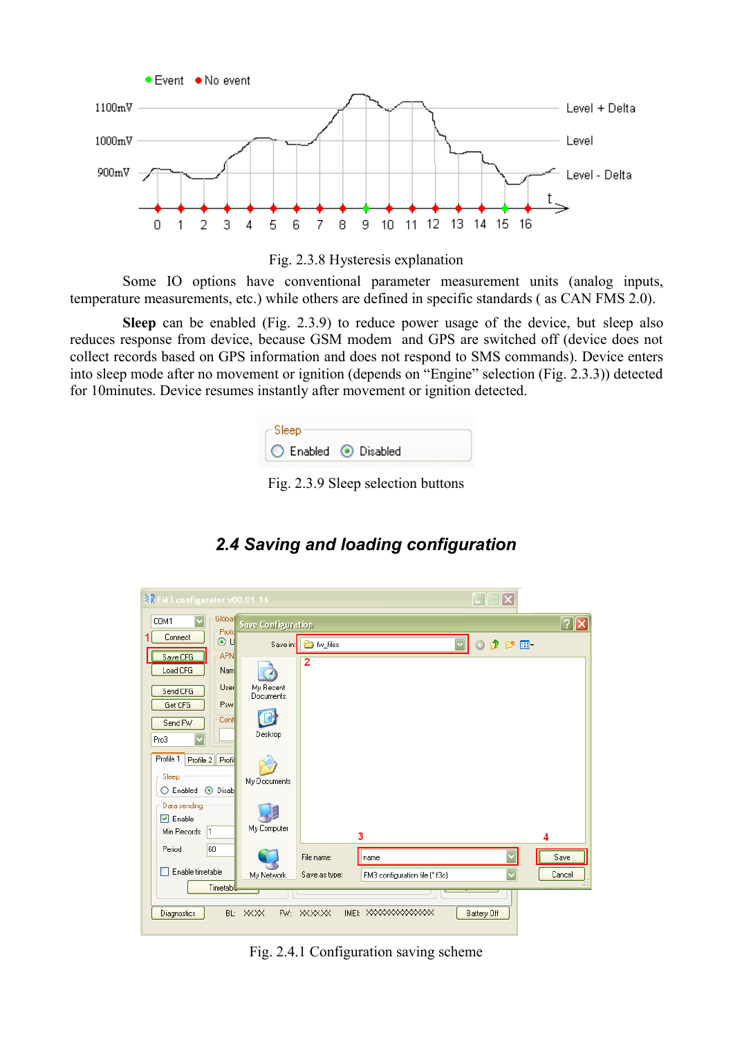Fig. 2.3.8 Hysteresis explanation

Some IO options have conventional parameter measurement units (analog inputs, temperature measurements, etc.) while others are defined in specific standards ( as CAN FMS 2.0).

**Sleep** can be enabled (Fig. 2.3.9) to reduce power usage of the device, but sleep also reduces response from device, because GSM modem and GPS are switched off (device does not collect records based on GPS information and does not respond to SMS commands). Device enters into sleep mode after no movement or ignition (depends on “Engine” selection (Fig. 2.3.3)) detected for 10minutes. Device resumes instantly after movement or ignition detected.

Fig. 2.3.9 Sleep selection buttons

## *2.4 Saving and loading configuration*

Fig. 2.4.1 Configuration saving scheme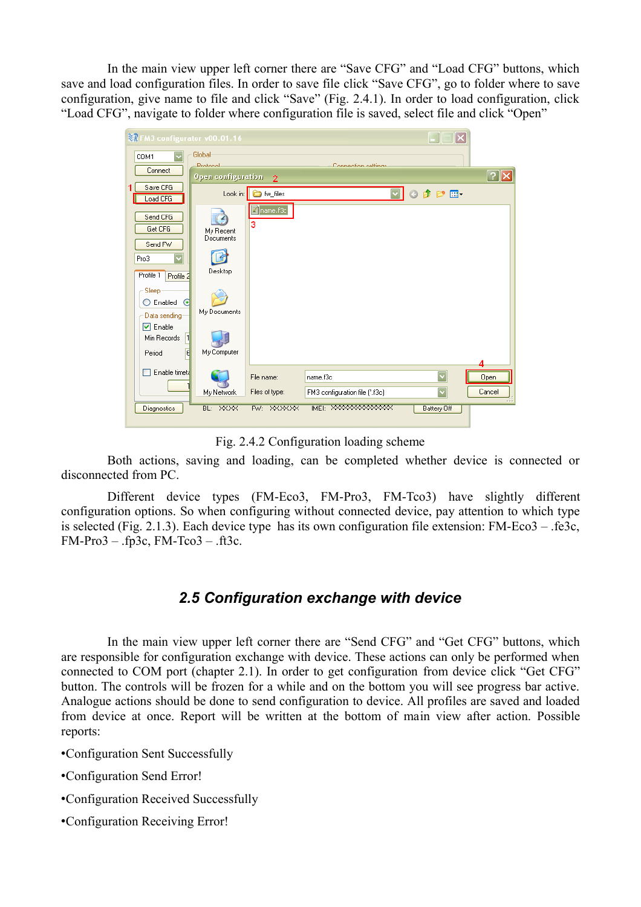In the main view upper left corner there are “Save CFG” and “Load CFG” buttons, which save and load configuration files. In order to save file click “Save CFG”, go to folder where to save configuration, give name to file and click “Save” (Fig. 2.4.1). In order to load configuration, click “Load CFG”, navigate to folder where configuration file is saved, select file and click “Open”

Fig. 2.4.2 Configuration loading scheme

Both actions, saving and loading, can be completed whether device is connected or disconnected from PC.

Different device types (FM-Eco3, FM-Pro3, FM-Tco3) have slightly different configuration options. So when configuring without connected device, pay attention to which type is selected (Fig. 2.1.3). Each device type has its own configuration file extension: FM-Eco3 – .fe3c, FM-Pro3 – .fp3c, FM-Tco3 – .ft3c.

## *2.5 Configuration exchange with device*

In the main view upper left corner there are “Send CFG” and “Get CFG” buttons, which are responsible for configuration exchange with device. These actions can only be performed when connected to COM port (chapter 2.1). In order to get configuration from device click “Get CFG” button. The controls will be frozen for a while and on the bottom you will see progress bar active. Analogue actions should be done to send configuration to device. All profiles are saved and loaded from device at once. Report will be written at the bottom of main view after action. Possible reports:

- Configuration Sent Successfully
- Configuration Send Error!
- Configuration Received Successfully
- Configuration Receiving Error!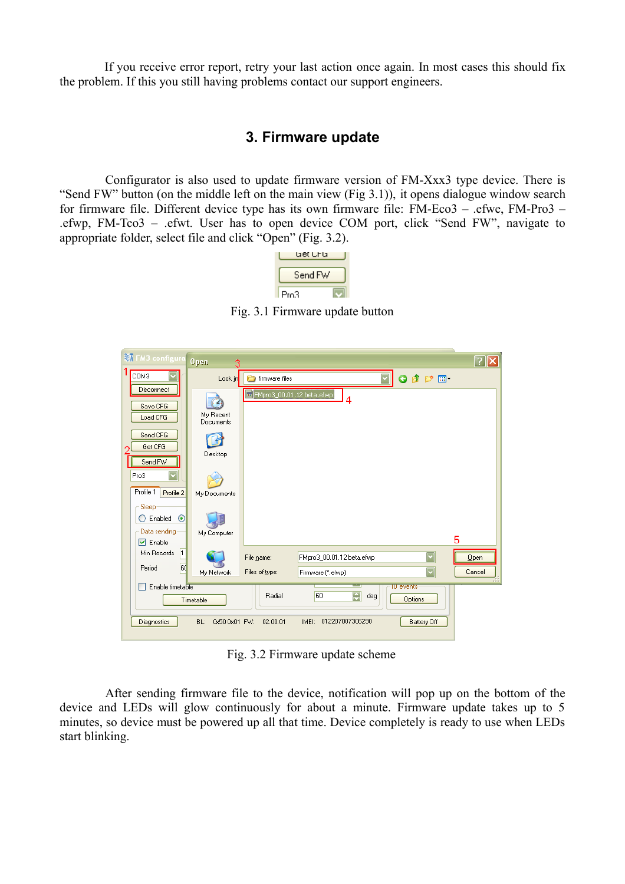If you receive error report, retry your last action once again. In most cases this should fix the problem. If this you still having problems contact our support engineers.

## 3. Firmware update

Configurator is also used to update firmware version of FM-Xxx3 type device. There is “Send FW” button (on the middle left on the main view (Fig 3.1)), it opens dialogue window search for firmware file. Different device type has its own firmware file: FM-Eco3 – .efwe, FM-Pro3 – .efwp, FM-Tco3 – .efwt. User has to open device COM port, click “Send FW”, navigate to appropriate folder, select file and click “Open” (Fig. 3.2).

Fig. 3.1 Firmware update button

Fig. 3.2 Firmware update scheme

After sending firmware file to the device, notification will pop up on the bottom of the device and LEDs will glow continuously for about a minute. Firmware update takes up to 5 minutes, so device must be powered up all that time. Device completely is ready to use when LEDs start blinking.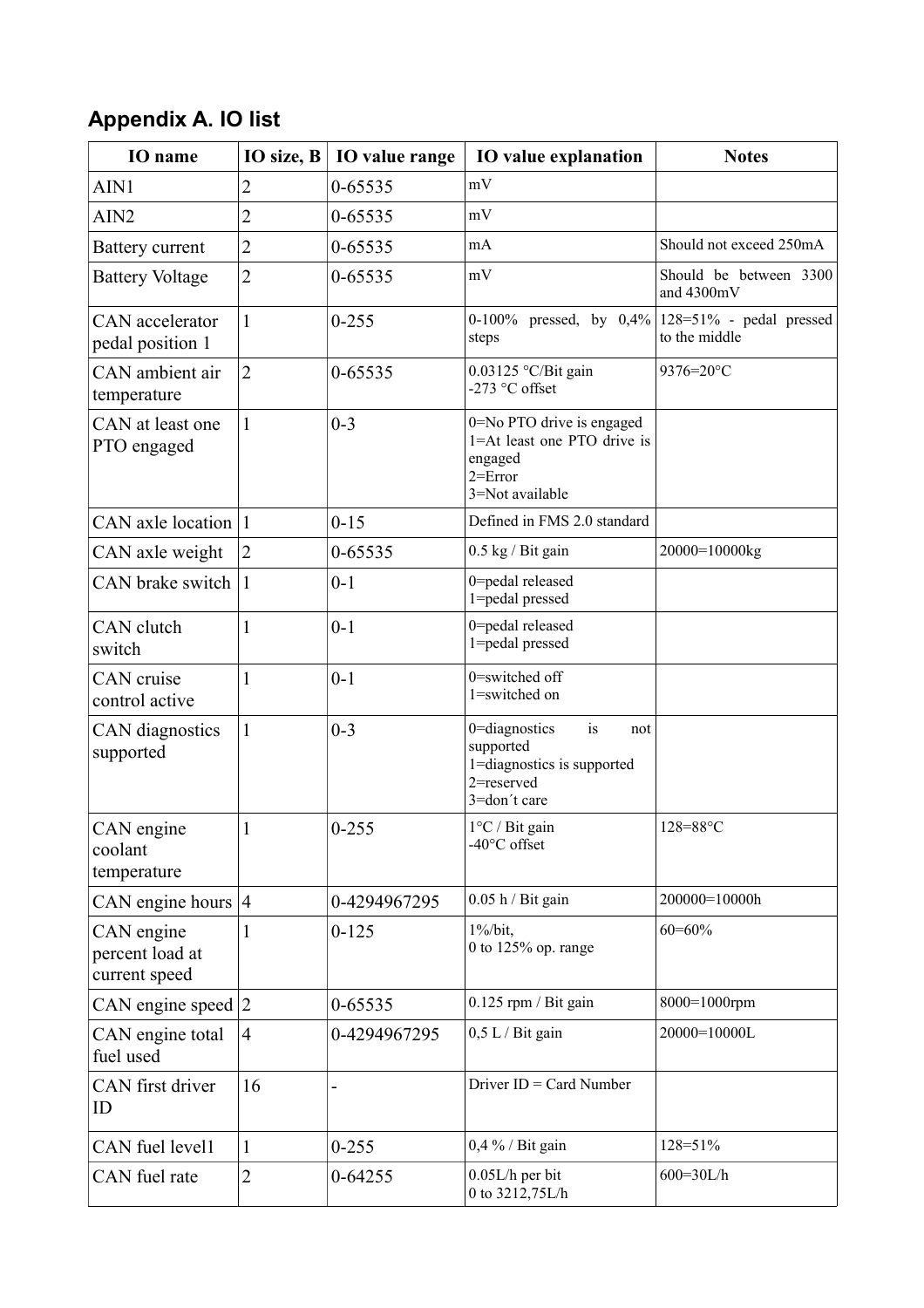## Appendix A. IO list

| IO name | IO size, B | IO value range | IO value explanation | Notes |
|---|---|---|---|---|
| AIN1 | 2 | 0-65535 | mV | |
| AIN2 | 2 | 0-65535 | mV | |
| Battery current | 2 | 0-65535 | mA | Should not exceed 250mA |
| Battery Voltage | 2 | 0-65535 | mV | Should be between 3300 and 4300mV |
| CAN accelerator pedal position 1 | 1 | 0-255 | 0-100% pressed, by 0,4% steps | 128=51% - pedal pressed to the middle |
| CAN ambient air temperature | 2 | 0-65535 | 0.03125 °C/Bit gain<br>-273 °C offset | 9376=20°C |
| CAN at least one PTO engaged | 1 | 0-3 | 0=No PTO drive is engaged<br>1=At least one PTO drive is engaged<br>2=Error<br>3=Not available | |
| CAN axle location | 1 | 0-15 | Defined in FMS 2.0 standard | |
| CAN axle weight | 2 | 0-65535 | 0.5 kg / Bit gain | 20000=10000kg |
| CAN brake switch | 1 | 0-1 | 0=pedal released<br>1=pedal pressed | |
| CAN clutch switch | 1 | 0-1 | 0=pedal released<br>1=pedal pressed | |
| CAN cruise control active | 1 | 0-1 | 0=switched off<br>1=switched on | |
| CAN diagnostics supported | 1 | 0-3 | 0=diagnostics is not supported<br>1=diagnostics is supported<br>2=reserved<br>3=don´t care | |
| CAN engine coolant temperature | 1 | 0-255 | 1°C / Bit gain<br>-40°C offset | 128=88°C |
| CAN engine hours | 4 | 0-4294967295 | 0.05 h / Bit gain | 200000=10000h |
| CAN engine percent load at current speed | 1 | 0-125 | 1%/bit,<br>0 to 125% op. range | 60=60% |
| CAN engine speed | 2 | 0-65535 | 0.125 rpm / Bit gain | 8000=1000rpm |
| CAN engine total fuel used | 4 | 0-4294967295 | 0,5 L / Bit gain | 20000=10000L |
| CAN first driver ID | 16 | - | Driver ID = Card Number | |
| CAN fuel level1 | 1 | 0-255 | 0,4 % / Bit gain | 128=51% |
| CAN fuel rate | 2 | 0-64255 | 0.05L/h per bit<br>0 to 3212,75L/h | 600=30L/h |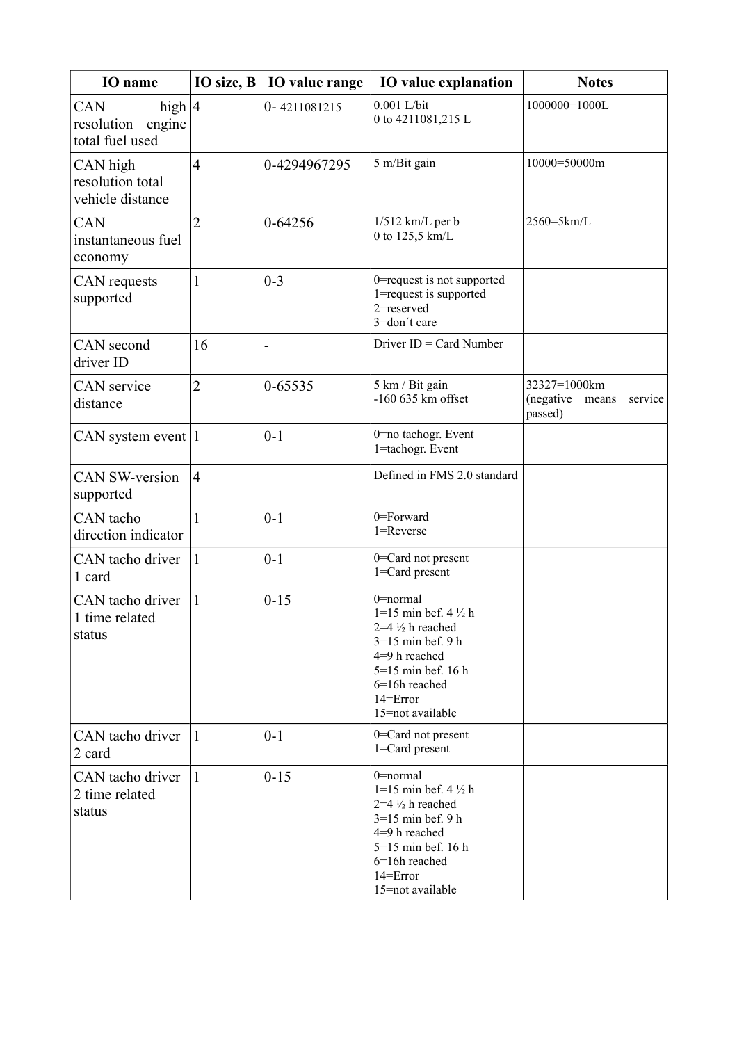| IO name | IO size, B | IO value range | IO value explanation | Notes |
|---|---|---|---|---|
| CAN high resolution engine total fuel used | 4 | 0- 4211081215 | 0.001 L/bit<br>0 to 4211081,215 L | 1000000=1000L |
| CAN high resolution total vehicle distance | 4 | 0-4294967295 | 5 m/Bit gain | 10000=50000m |
| CAN instantaneous fuel economy | 2 | 0-64256 | 1/512 km/L per b<br>0 to 125,5 km/L | 2560=5km/L |
| CAN requests supported | 1 | 0-3 | 0=request is not supported<br>1=request is supported<br>2=reserved<br>3=don´t care | |
| CAN second driver ID | 16 | - | Driver ID = Card Number | |
| CAN service distance | 2 | 0-65535 | 5 km / Bit gain<br>-160 635 km offset | 32327=1000km<br>(negative means service passed) |
| CAN system event | 1 | 0-1 | 0=no tachogr. Event<br>1=tachogr. Event | |
| CAN SW-version supported | 4 | | Defined in FMS 2.0 standard | |
| CAN tacho direction indicator | 1 | 0-1 | 0=Forward<br>1=Reverse | |
| CAN tacho driver 1 card | 1 | 0-1 | 0=Card not present<br>1=Card present | |
| CAN tacho driver 1 time related status | 1 | 0-15 | 0=normal<br>1=15 min bef. 4 ½ h<br>2=4 ½ h reached<br>3=15 min bef. 9 h<br>4=9 h reached<br>5=15 min bef. 16 h<br>6=16h reached<br>14=Error<br>15=not available | |
| CAN tacho driver 2 card | 1 | 0-1 | 0=Card not present<br>1=Card present | |
| CAN tacho driver 2 time related status | 1 | 0-15 | 0=normal<br>1=15 min bef. 4 ½ h<br>2=4 ½ h reached<br>3=15 min bef. 9 h<br>4=9 h reached<br>5=15 min bef. 16 h<br>6=16h reached<br>14=Error<br>15=not available | |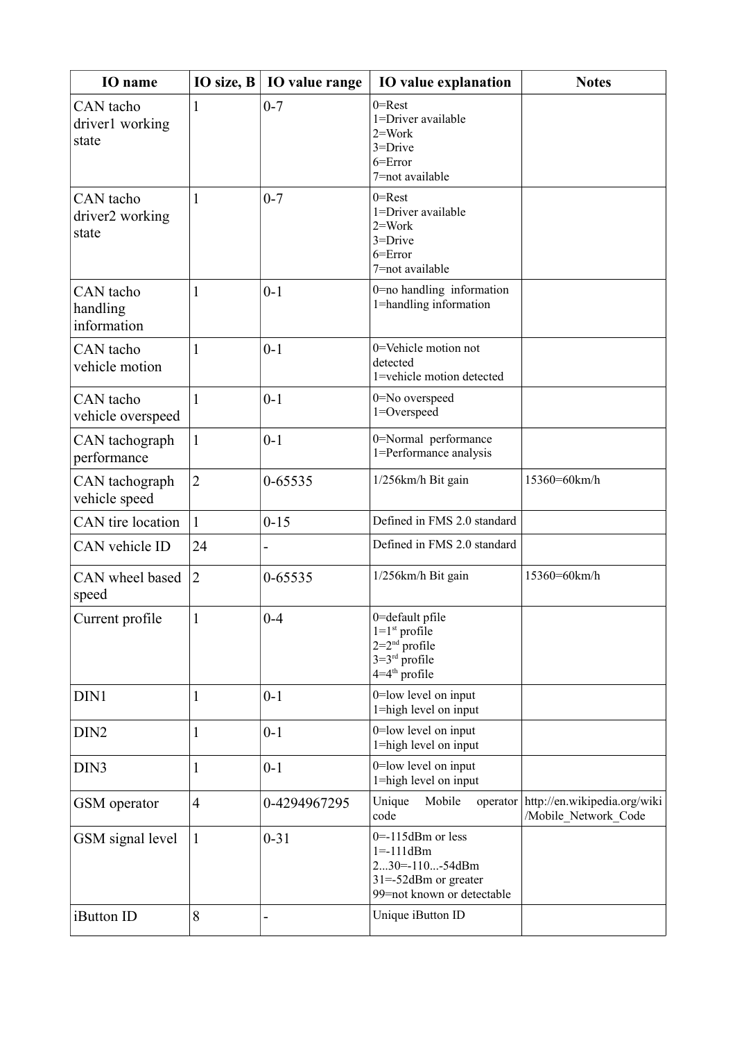| IO name | IO size, B | IO value range | IO value explanation | Notes |
|---|---|---|---|---|
| CAN tacho driver1 working state | 1 | 0-7 | 0=Rest<br>1=Driver available<br>2=Work<br>3=Drive<br>6=Error<br>7=not available | |
| CAN tacho driver2 working state | 1 | 0-7 | 0=Rest<br>1=Driver available<br>2=Work<br>3=Drive<br>6=Error<br>7=not available | |
| CAN tacho handling information | 1 | 0-1 | 0=no handling information<br>1=handling information | |
| CAN tacho vehicle motion | 1 | 0-1 | 0=Vehicle motion not detected<br>1=vehicle motion detected | |
| CAN tacho vehicle overspeed | 1 | 0-1 | 0=No overspeed<br>1=Overspeed | |
| CAN tachograph performance | 1 | 0-1 | 0=Normal performance<br>1=Performance analysis | |
| CAN tachograph vehicle speed | 2 | 0-65535 | 1/256km/h Bit gain | 15360=60km/h |
| CAN tire location | 1 | 0-15 | Defined in FMS 2.0 standard | |
| CAN vehicle ID | 24 | - | Defined in FMS 2.0 standard | |
| CAN wheel based speed | 2 | 0-65535 | 1/256km/h Bit gain | 15360=60km/h |
| Current profile | 1 | 0-4 | 0=default pfile<br>1=1st profile<br>2=2nd profile<br>3=3rd profile<br>4=4th profile | |
| DIN1 | 1 | 0-1 | 0=low level on input<br>1=high level on input | |
| DIN2 | 1 | 0-1 | 0=low level on input<br>1=high level on input | |
| DIN3 | 1 | 0-1 | 0=low level on input<br>1=high level on input | |
| GSM operator | 4 | 0-4294967295 | Unique Mobile operator code | http://en.wikipedia.org/wiki/Mobile_Network_Code |
| GSM signal level | 1 | 0-31 | 0=-115dBm or less<br>1=-111dBm<br>2...30=-110...-54dBm<br>31=-52dBm or greater<br>99=not known or detectable | |
| iButton ID | 8 | - | Unique iButton ID | |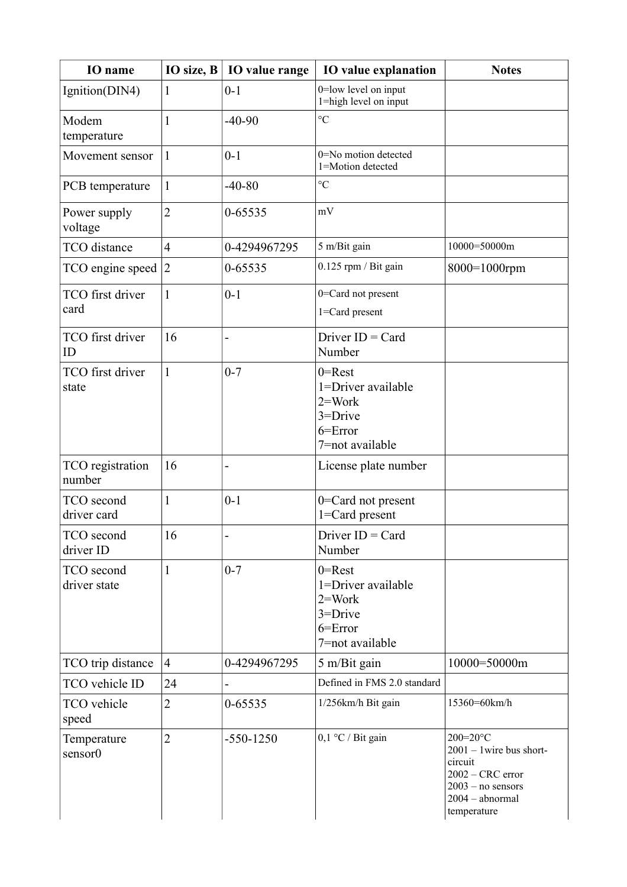| IO name | IO size, B | IO value range | IO value explanation | Notes |
|---|---|---|---|---|
| Ignition(DIN4) | 1 | 0-1 | 0=low level on input<br>1=high level on input | |
| Modem temperature | 1 | -40-90 | °C | |
| Movement sensor | 1 | 0-1 | 0=No motion detected<br>1=Motion detected | |
| PCB temperature | 1 | -40-80 | °C | |
| Power supply voltage | 2 | 0-65535 | mV | |
| TCO distance | 4 | 0-4294967295 | 5 m/Bit gain | 10000=50000m |
| TCO engine speed | 2 | 0-65535 | 0.125 rpm / Bit gain | 8000=1000rpm |
| TCO first driver card | 1 | 0-1 | 0=Card not present<br>1=Card present | |
| TCO first driver ID | 16 | - | Driver ID = Card Number | |
| TCO first driver state | 1 | 0-7 | 0=Rest<br>1=Driver available<br>2=Work<br>3=Drive<br>6=Error<br>7=not available | |
| TCO registration number | 16 | - | License plate number | |
| TCO second driver card | 1 | 0-1 | 0=Card not present<br>1=Card present | |
| TCO second driver ID | 16 | - | Driver ID = Card Number | |
| TCO second driver state | 1 | 0-7 | 0=Rest<br>1=Driver available<br>2=Work<br>3=Drive<br>6=Error<br>7=not available | |
| TCO trip distance | 4 | 0-4294967295 | 5 m/Bit gain | 10000=50000m |
| TCO vehicle ID | 24 | - | Defined in FMS 2.0 standard | |
| TCO vehicle speed | 2 | 0-65535 | 1/256km/h Bit gain | 15360=60km/h |
| Temperature sensor0 | 2 | -550-1250 | 0,1 °C / Bit gain | 200=20°C<br>2001 – 1wire bus short-circuit<br>2002 – CRC error<br>2003 – no sensors<br>2004 – abnormal temperature |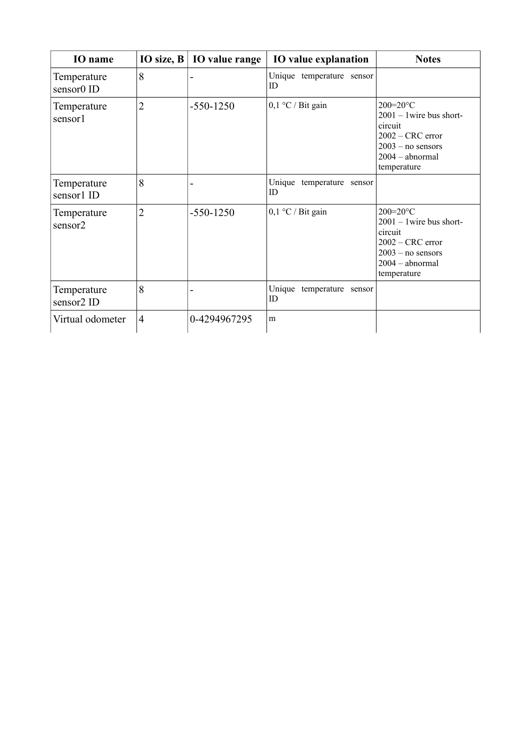| IO name | IO size, B | IO value range | IO value explanation | Notes |
|---|---|---|---|---|
| Temperature sensor0 ID | 8 | - | Unique temperature sensor ID | |
| Temperature sensor1 | 2 | -550-1250 | 0,1 °C / Bit gain | 200=20°C<br>2001 – 1wire bus short-circuit<br>2002 – CRC error<br>2003 – no sensors<br>2004 – abnormal temperature |
| Temperature sensor1 ID | 8 | - | Unique temperature sensor ID | |
| Temperature sensor2 | 2 | -550-1250 | 0,1 °C / Bit gain | 200=20°C<br>2001 – 1wire bus short-circuit<br>2002 – CRC error<br>2003 – no sensors<br>2004 – abnormal temperature |
| Temperature sensor2 ID | 8 | - | Unique temperature sensor ID | |
| Virtual odometer | 4 | 0-4294967295 | m | |